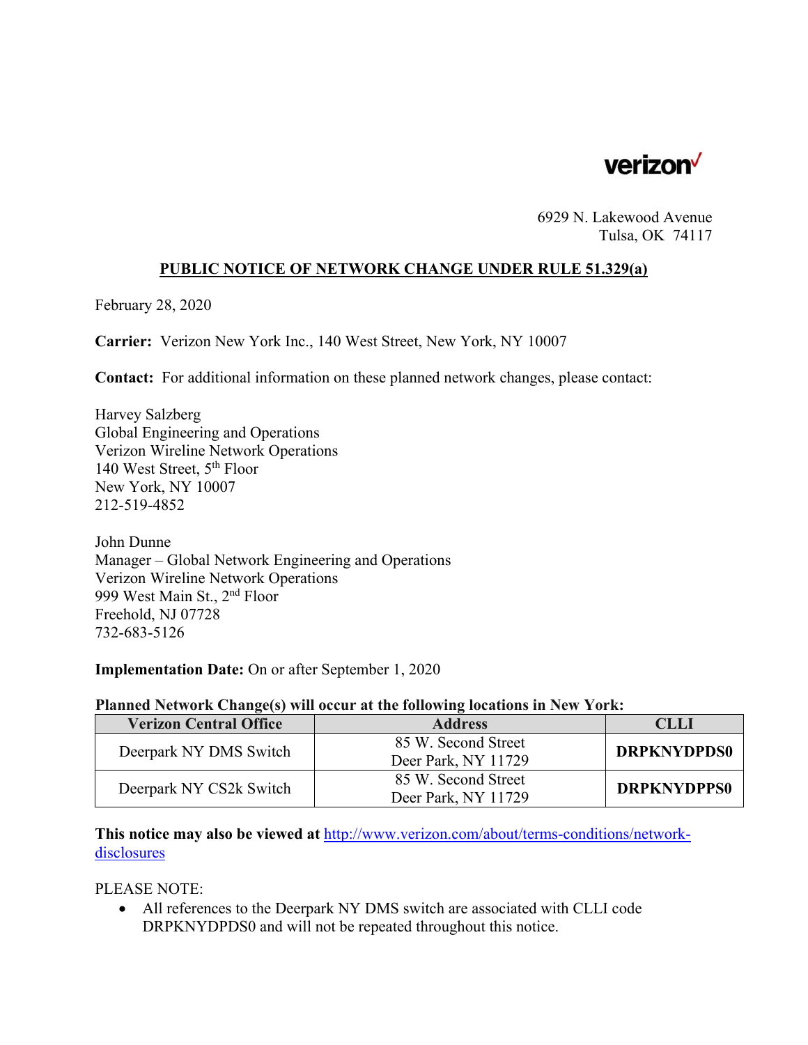verizon

6929 N. Lakewood Avenue
Tulsa, OK 74117

## PUBLIC NOTICE OF NETWORK CHANGE UNDER RULE 51.329(a)

February 28, 2020

**Carrier:** Verizon New York Inc., 140 West Street, New York, NY 10007

**Contact:** For additional information on these planned network changes, please contact:

Harvey Salzberg
Global Engineering and Operations
Verizon Wireline Network Operations
140 West Street, 5th Floor
New York, NY 10007
212-519-4852

John Dunne
Manager – Global Network Engineering and Operations
Verizon Wireline Network Operations
999 West Main St., 2nd Floor
Freehold, NJ 07728
732-683-5126

**Implementation Date:** On or after September 1, 2020

**Planned Network Change(s) will occur at the following locations in New York:**

| Verizon Central Office | Address | CLLI |
|---|---|---|
| Deerpark NY DMS Switch | 85 W. Second Street Deer Park, NY 11729 | **DRPKNYDPDS0** |
| Deerpark NY CS2k Switch | 85 W. Second Street Deer Park, NY 11729 | **DRPKNYDPPS0** |

**This notice may also be viewed at** http://www.verizon.com/about/terms-conditions/network-disclosures

PLEASE NOTE:

- All references to the Deerpark NY DMS switch are associated with CLLI code DRPKNYDPDS0 and will not be repeated throughout this notice.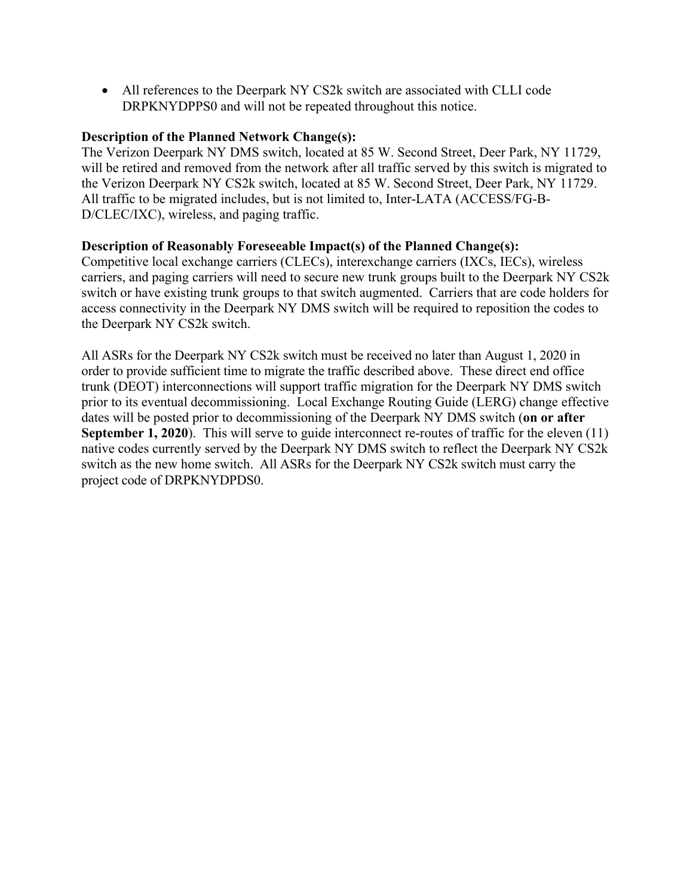- All references to the Deerpark NY CS2k switch are associated with CLLI code DRPKNYDPPS0 and will not be repeated throughout this notice.

**Description of the Planned Network Change(s):**
The Verizon Deerpark NY DMS switch, located at 85 W. Second Street, Deer Park, NY 11729, will be retired and removed from the network after all traffic served by this switch is migrated to the Verizon Deerpark NY CS2k switch, located at 85 W. Second Street, Deer Park, NY 11729. All traffic to be migrated includes, but is not limited to, Inter-LATA (ACCESS/FG-B-D/CLEC/IXC), wireless, and paging traffic.

**Description of Reasonably Foreseeable Impact(s) of the Planned Change(s):**
Competitive local exchange carriers (CLECs), interexchange carriers (IXCs, IECs), wireless carriers, and paging carriers will need to secure new trunk groups built to the Deerpark NY CS2k switch or have existing trunk groups to that switch augmented. Carriers that are code holders for access connectivity in the Deerpark NY DMS switch will be required to reposition the codes to the Deerpark NY CS2k switch.

All ASRs for the Deerpark NY CS2k switch must be received no later than August 1, 2020 in order to provide sufficient time to migrate the traffic described above. These direct end office trunk (DEOT) interconnections will support traffic migration for the Deerpark NY DMS switch prior to its eventual decommissioning. Local Exchange Routing Guide (LERG) change effective dates will be posted prior to decommissioning of the Deerpark NY DMS switch (**on or after September 1, 2020**). This will serve to guide interconnect re-routes of traffic for the eleven (11) native codes currently served by the Deerpark NY DMS switch to reflect the Deerpark NY CS2k switch as the new home switch. All ASRs for the Deerpark NY CS2k switch must carry the project code of DRPKNYDPDS0.